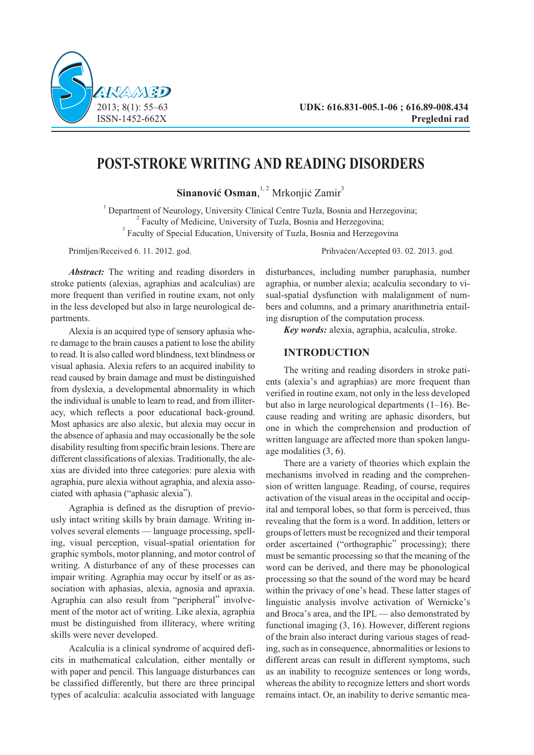UDK: 616.831-005.1-06 ; 616.89-008.434
**Pregledni rad**

# POST-STROKE WRITING AND READING DISORDERS

**Sinanović Osman**,[1,2] Mrkonjić Zamir[3]

[1] Department of Neurology, University Clinical Centre Tuzla, Bosnia and Herzegovina;
[2] Faculty of Medicine, University of Tuzla, Bosnia and Herzegovina;
[3] Faculty of Special Education, University of Tuzla, Bosnia and Herzegovina

Primljen/Received 6. 11. 2012. god. Prihvaćen/Accepted 03. 02. 2013. god.

***Abstract:*** The writing and reading disorders in stroke patients (alexias, agraphias and acalculias) are more frequent than verified in routine exam, not only in the less developed but also in large neurological departments.

Alexia is an acquired type of sensory aphasia where damage to the brain causes a patient to lose the ability to read. It is also called word blindness, text blindness or visual aphasia. Alexia refers to an acquired inability to read caused by brain damage and must be distinguished from dyslexia, a developmental abnormality in which the individual is unable to learn to read, and from illiteracy, which reflects a poor educational back-ground. Most aphasics are also alexic, but alexia may occur in the absence of aphasia and may occasionally be the sole disability resulting from specific brain lesions. There are different classifications of alexias. Traditionally, the alexias are divided into three categories: pure alexia with agraphia, pure alexia without agraphia, and alexia associated with aphasia ("aphasic alexia").

Agraphia is defined as the disruption of previously intact writing skills by brain damage. Writing involves several elements — language processing, spelling, visual perception, visual-spatial orientation for graphic symbols, motor planning, and motor control of writing. A disturbance of any of these processes can impair writing. Agraphia may occur by itself or as association with aphasias, alexia, agnosia and apraxia. Agraphia can also result from "peripheral" involvement of the motor act of writing. Like alexia, agraphia must be distinguished from illiteracy, where writing skills were never developed.

Acalculia is a clinical syndrome of acquired deficits in mathematical calculation, either mentally or with paper and pencil. This language disturbances can be classified differently, but there are three principal types of acalculia: acalculia associated with language disturbances, including number paraphasia, number agraphia, or number alexia; acalculia secondary to visual-spatial dysfunction with malalignment of numbers and columns, and a primary anarithmetria entailing disruption of the computation process.

***Key words:*** alexia, agraphia, acalculia, stroke.

## INTRODUCTION

The writing and reading disorders in stroke patients (alexia's and agraphias) are more frequent than verified in routine exam, not only in the less developed but also in large neurological departments (1–16). Because reading and writing are aphasic disorders, but one in which the comprehension and production of written language are affected more than spoken language modalities (3, 6).

There are a variety of theories which explain the mechanisms involved in reading and the comprehension of written language. Reading, of course, requires activation of the visual areas in the occipital and occipital and temporal lobes, so that form is perceived, thus revealing that the form is a word. In addition, letters or groups of letters must be recognized and their temporal order ascertained ("orthographic" processing); there must be semantic processing so that the meaning of the word can be derived, and there may be phonological processing so that the sound of the word may be heard within the privacy of one's head. These latter stages of linguistic analysis involve activation of Wernicke's and Broca's area, and the IPL — also demonstrated by functional imaging (3, 16). However, different regions of the brain also interact during various stages of reading, such as in consequence, abnormalities or lesions to different areas can result in different symptoms, such as an inability to recognize sentences or long words, whereas the ability to recognize letters and short words remains intact. Or, an inability to derive semantic mea-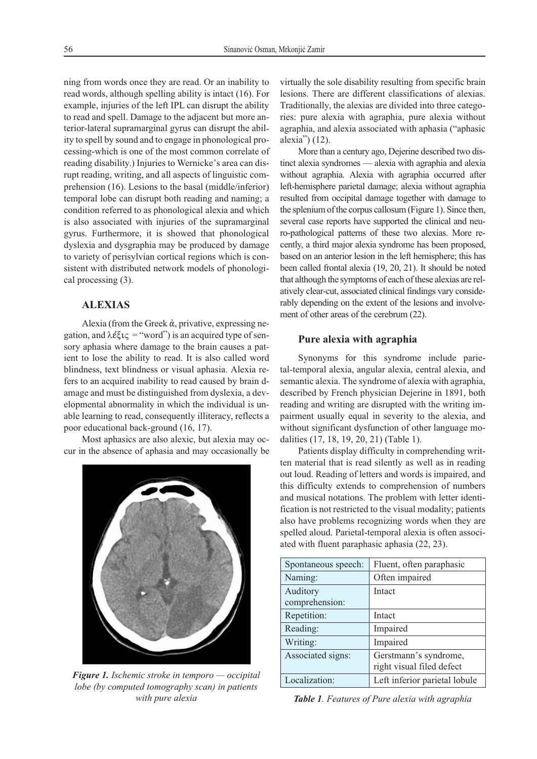ning from words once they are read. Or an inability to read words, although spelling ability is intact (16). For example, injuries of the left IPL can disrupt the ability to read and spell. Damage to the adjacent but more anterior-lateral supramarginal gyrus can disrupt the ability to spell by sound and to engage in phonological processing-which is one of the most common correlate of reading disability.) Injuries to Wernicke's area can disrupt reading, writing, and all aspects of linguistic comprehension (16). Lesions to the basal (middle/inferior) temporal lobe can disrupt both reading and naming; a condition referred to as phonological alexia and which is also associated with injuries of the supramarginal gyrus. Furthermore, it is showed that phonological dyslexia and dysgraphia may be produced by damage to variety of perisylvian cortical regions which is consistent with distributed network models of phonological processing (3).

## ALEXIAS

Alexia (from the Greek ἀ, privative, expressing negation, and λέξις = "word") is an acquired type of sensory aphasia where damage to the brain causes a patient to lose the ability to read. It is also called word blindness, text blindness or visual aphasia. Alexia refers to an acquired inability to read caused by brain damage and must be distinguished from dyslexia, a developmental abnormality in which the individual is unable learning to read, consequently illiteracy, reflects a poor educational back-ground (16, 17).

Most aphasics are also alexic, but alexia may occur in the absence of aphasia and may occasionally be virtually the sole disability resulting from specific brain lesions. There are different classifications of alexias. Traditionally, the alexias are divided into three categories: pure alexia with agraphia, pure alexia without agraphia, and alexia associated with aphasia ("aphasic alexia") (12).

*Figure 1. Ischemic stroke in temporo — occipital lobe (by computed tomography scan) in patients with pure alexia*

More than a century ago, Dejerine described two distinct alexia syndromes — alexia with agraphia and alexia without agraphia. Alexia with agraphia occurred after left-hemisphere parietal damage; alexia without agraphia resulted from occipital damage together with damage to the splenium of the corpus callosum (Figure 1). Since then, several case reports have supported the clinical and neuro-pathological patterns of these two alexias. More recently, a third major alexia syndrome has been proposed, based on an anterior lesion in the left hemisphere; this has been called frontal alexia (19, 20, 21). It should be noted that although the symptoms of each of these alexias are relatively clear-cut, associated clinical findings vary considerably depending on the extent of the lesions and involvement of other areas of the cerebrum (22).

### Pure alexia with agraphia

Synonyms for this syndrome include parietal-temporal alexia, angular alexia, central alexia, and semantic alexia. The syndrome of alexia with agraphia, described by French physician Dejerine in 1891, both reading and writing are disrupted with the writing impairment usually equal in severity to the alexia, and without significant dysfunction of other language modalities (17, 18, 19, 20, 21) (Table 1).

Patients display difficulty in comprehending written material that is read silently as well as in reading out loud. Reading of letters and words is impaired, and this difficulty extends to comprehension of numbers and musical notations. The problem with letter identification is not restricted to the visual modality; patients also have problems recognizing words when they are spelled aloud. Parietal-temporal alexia is often associated with fluent paraphasic aphasia (22, 23).

| | |
|---|---|
| Spontaneous speech: | Fluent, often paraphasic |
| Naming: | Often impaired |
| Auditory comprehension: | Intact |
| Repetition: | Intact |
| Reading: | Impaired |
| Writing: | Impaired |
| Associated signs: | Gerstmann's syndrome, right visual filed defect |
| Localization: | Left inferior parietal lobule |

*Table 1. Features of Pure alexia with agraphia*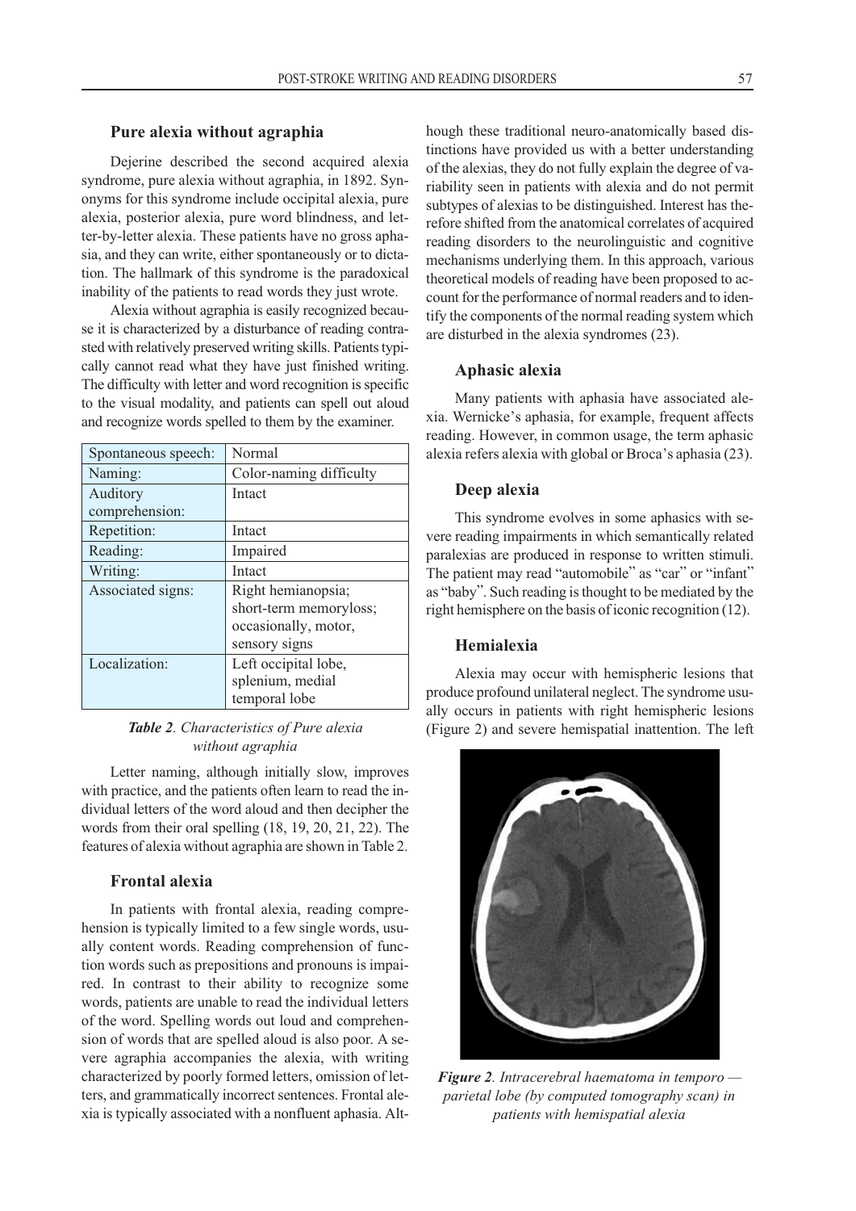### Pure alexia without agraphia

Dejerine described the second acquired alexia syndrome, pure alexia without agraphia, in 1892. Synonyms for this syndrome include occipital alexia, pure alexia, posterior alexia, pure word blindness, and letter-by-letter alexia. These patients have no gross aphasia, and they can write, either spontaneously or to dictation. The hallmark of this syndrome is the paradoxical inability of the patients to read words they just wrote.

Alexia without agraphia is easily recognized because it is characterized by a disturbance of reading contrasted with relatively preserved writing skills. Patients typically cannot read what they have just finished writing. The difficulty with letter and word recognition is specific to the visual modality, and patients can spell out aloud and recognize words spelled to them by the examiner.

| Spontaneous speech: | Normal |
|---|---|
| Naming: | Color-naming difficulty |
| Auditory comprehension: | Intact |
| Repetition: | Intact |
| Reading: | Impaired |
| Writing: | Intact |
| Associated signs: | Right hemianopsia; short-term memoryloss; occasionally, motor, sensory signs |
| Localization: | Left occipital lobe, splenium, medial temporal lobe |

***Table 2**. Characteristics of Pure alexia without agraphia*

Letter naming, although initially slow, improves with practice, and the patients often learn to read the individual letters of the word aloud and then decipher the words from their oral spelling (18, 19, 20, 21, 22). The features of alexia without agraphia are shown in Table 2.

### Frontal alexia

In patients with frontal alexia, reading comprehension is typically limited to a few single words, usually content words. Reading comprehension of function words such as prepositions and pronouns is impaired. In contrast to their ability to recognize some words, patients are unable to read the individual letters of the word. Spelling words out loud and comprehension of words that are spelled aloud is also poor. A severe agraphia accompanies the alexia, with writing characterized by poorly formed letters, omission of letters, and grammatically incorrect sentences. Frontal alexia is typically associated with a nonfluent aphasia. Although these traditional neuro-anatomically based distinctions have provided us with a better understanding of the alexias, they do not fully explain the degree of variability seen in patients with alexia and do not permit subtypes of alexias to be distinguished. Interest has therefore shifted from the anatomical correlates of acquired reading disorders to the neurolinguistic and cognitive mechanisms underlying them. In this approach, various theoretical models of reading have been proposed to account for the performance of normal readers and to identify the components of the normal reading system which are disturbed in the alexia syndromes (23).

### Aphasic alexia

Many patients with aphasia have associated alexia. Wernicke's aphasia, for example, frequent affects reading. However, in common usage, the term aphasic alexia refers alexia with global or Broca's aphasia (23).

### Deep alexia

This syndrome evolves in some aphasics with severe reading impairments in which semantically related paralexias are produced in response to written stimuli. The patient may read "automobile" as "car" or "infant" as "baby". Such reading is thought to be mediated by the right hemisphere on the basis of iconic recognition (12).

### Hemialexia

Alexia may occur with hemispheric lesions that produce profound unilateral neglect. The syndrome usually occurs in patients with right hemispheric lesions (Figure 2) and severe hemispatial inattention. The left

***Figure 2**. Intracerebral haematoma in temporo — parietal lobe (by computed tomography scan) in patients with hemispatial alexia*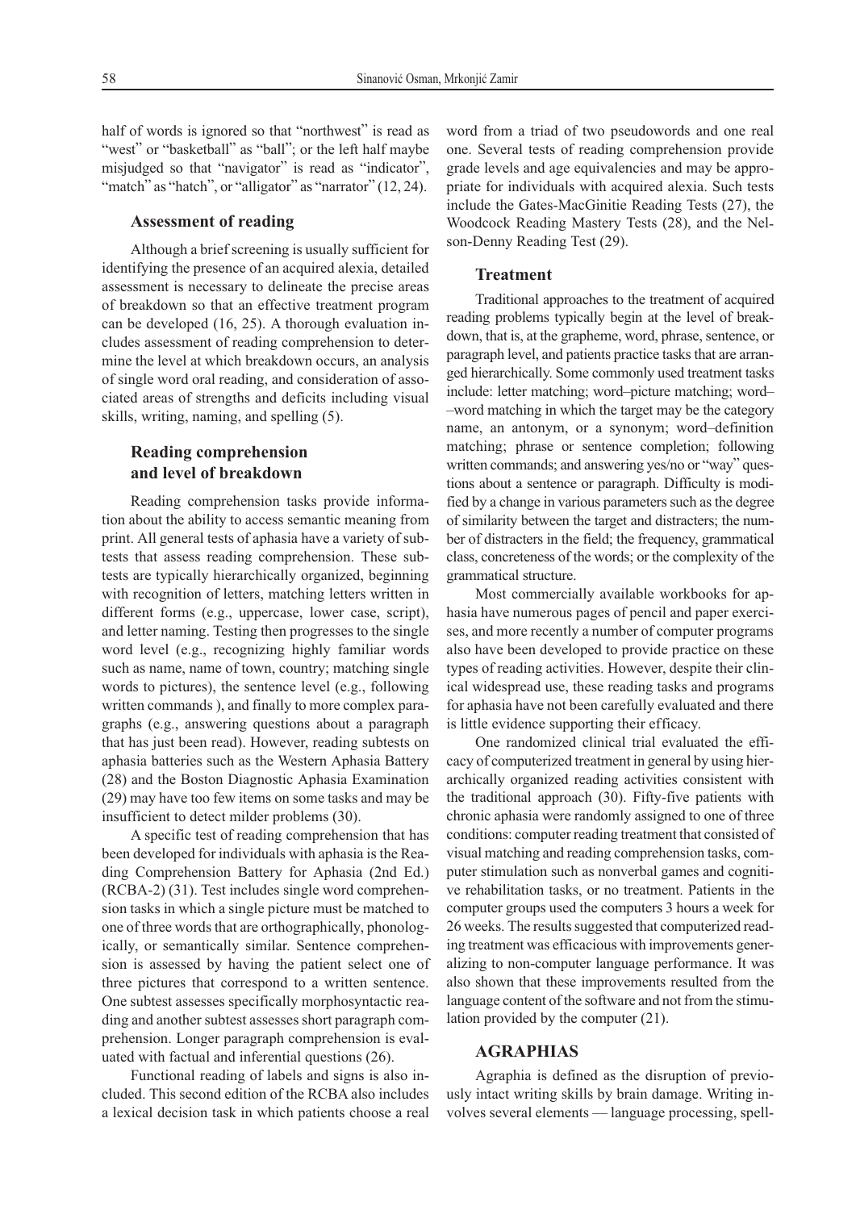half of words is ignored so that "northwest" is read as "west" or "basketball" as "ball"; or the left half maybe misjudged so that "navigator" is read as "indicator", "match" as "hatch", or "alligator" as "narrator" (12, 24).

### Assessment of reading

Although a brief screening is usually sufficient for identifying the presence of an acquired alexia, detailed assessment is necessary to delineate the precise areas of breakdown so that an effective treatment program can be developed (16, 25). A thorough evaluation includes assessment of reading comprehension to determine the level at which breakdown occurs, an analysis of single word oral reading, and consideration of associated areas of strengths and deficits including visual skills, writing, naming, and spelling (5).

### Reading comprehension and level of breakdown

Reading comprehension tasks provide information about the ability to access semantic meaning from print. All general tests of aphasia have a variety of subtests that assess reading comprehension. These subtests are typically hierarchically organized, beginning with recognition of letters, matching letters written in different forms (e.g., uppercase, lower case, script), and letter naming. Testing then progresses to the single word level (e.g., recognizing highly familiar words such as name, name of town, country; matching single words to pictures), the sentence level (e.g., following written commands ), and finally to more complex paragraphs (e.g., answering questions about a paragraph that has just been read). However, reading subtests on aphasia batteries such as the Western Aphasia Battery (28) and the Boston Diagnostic Aphasia Examination (29) may have too few items on some tasks and may be insufficient to detect milder problems (30).

A specific test of reading comprehension that has been developed for individuals with aphasia is the Reading Comprehension Battery for Aphasia (2nd Ed.) (RCBA-2) (31). Test includes single word comprehension tasks in which a single picture must be matched to one of three words that are orthographically, phonologically, or semantically similar. Sentence comprehension is assessed by having the patient select one of three pictures that correspond to a written sentence. One subtest assesses specifically morphosyntactic reading and another subtest assesses short paragraph comprehension. Longer paragraph comprehension is evaluated with factual and inferential questions (26).

Functional reading of labels and signs is also included. This second edition of the RCBA also includes a lexical decision task in which patients choose a real word from a triad of two pseudowords and one real one. Several tests of reading comprehension provide grade levels and age equivalencies and may be appropriate for individuals with acquired alexia. Such tests include the Gates-MacGinitie Reading Tests (27), the Woodcock Reading Mastery Tests (28), and the Nelson-Denny Reading Test (29).

### Treatment

Traditional approaches to the treatment of acquired reading problems typically begin at the level of breakdown, that is, at the grapheme, word, phrase, sentence, or paragraph level, and patients practice tasks that are arranged hierarchically. Some commonly used treatment tasks include: letter matching; word–picture matching; word–word matching in which the target may be the category name, an antonym, or a synonym; word–definition matching; phrase or sentence completion; following written commands; and answering yes/no or "way" questions about a sentence or paragraph. Difficulty is modified by a change in various parameters such as the degree of similarity between the target and distracters; the number of distracters in the field; the frequency, grammatical class, concreteness of the words; or the complexity of the grammatical structure.

Most commercially available workbooks for aphasia have numerous pages of pencil and paper exercises, and more recently a number of computer programs also have been developed to provide practice on these types of reading activities. However, despite their clinical widespread use, these reading tasks and programs for aphasia have not been carefully evaluated and there is little evidence supporting their efficacy.

One randomized clinical trial evaluated the efficacy of computerized treatment in general by using hierarchically organized reading activities consistent with the traditional approach (30). Fifty-five patients with chronic aphasia were randomly assigned to one of three conditions: computer reading treatment that consisted of visual matching and reading comprehension tasks, computer stimulation such as nonverbal games and cognitive rehabilitation tasks, or no treatment. Patients in the computer groups used the computers 3 hours a week for 26 weeks. The results suggested that computerized reading treatment was efficacious with improvements generalizing to non-computer language performance. It was also shown that these improvements resulted from the language content of the software and not from the stimulation provided by the computer (21).

## AGRAPHIAS

Agraphia is defined as the disruption of previously intact writing skills by brain damage. Writing involves several elements — language processing, spell-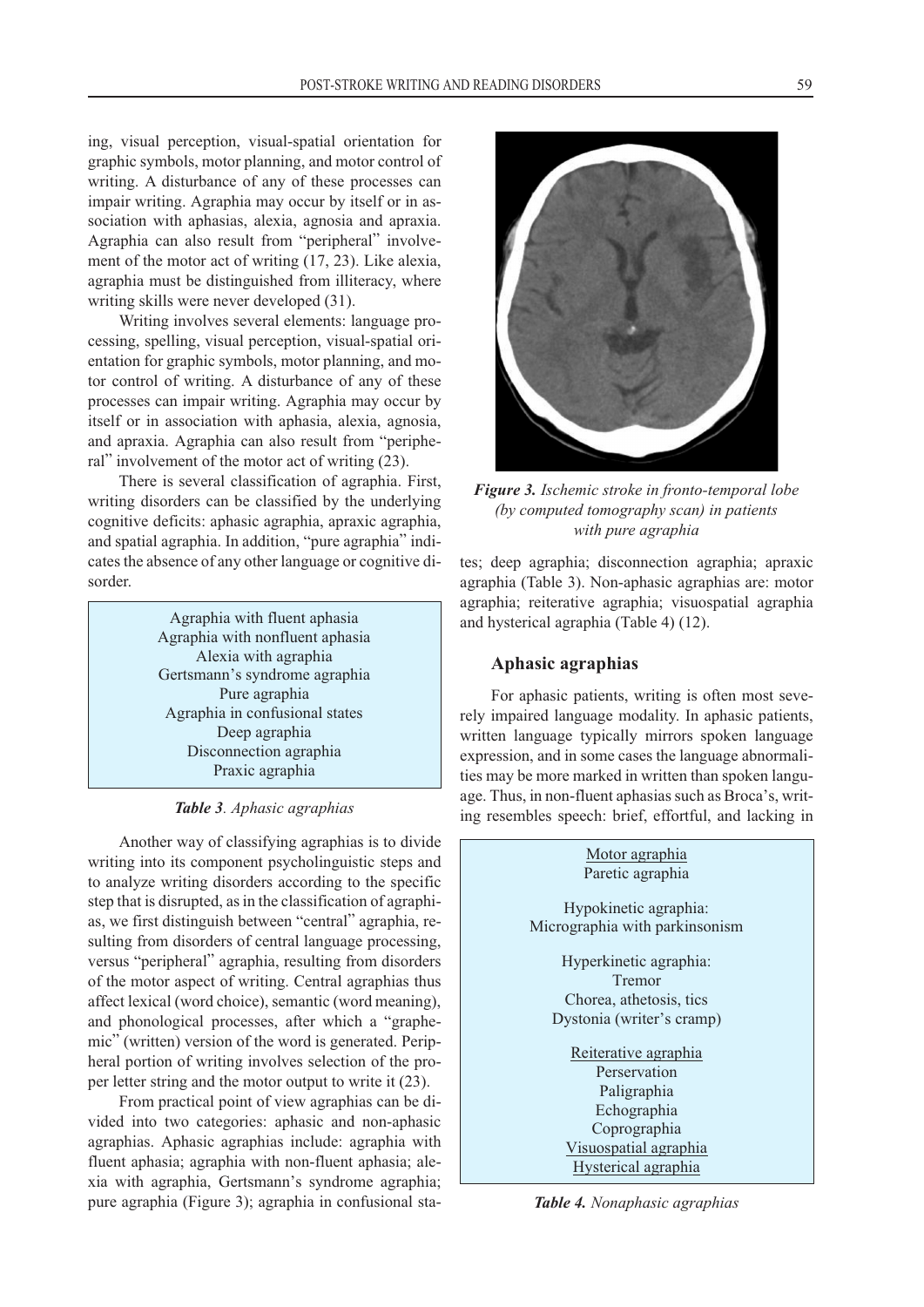ing, visual perception, visual-spatial orientation for graphic symbols, motor planning, and motor control of writing. A disturbance of any of these processes can impair writing. Agraphia may occur by itself or in association with aphasias, alexia, agnosia and apraxia. Agraphia can also result from "peripheral" involvement of the motor act of writing (17, 23). Like alexia, agraphia must be distinguished from illiteracy, where writing skills were never developed (31).

Writing involves several elements: language processing, spelling, visual perception, visual-spatial orientation for graphic symbols, motor planning, and motor control of writing. A disturbance of any of these processes can impair writing. Agraphia may occur by itself or in association with aphasia, alexia, agnosia, and apraxia. Agraphia can also result from "peripheral" involvement of the motor act of writing (23).

There is several classification of agraphia. First, writing disorders can be classified by the underlying cognitive deficits: aphasic agraphia, apraxic agraphia, and spatial agraphia. In addition, "pure agraphia" indicates the absence of any other language or cognitive disorder.

| Aphasic agraphias |
|---|
| Agraphia with fluent aphasia |
| Agraphia with nonfluent aphasia |
| Alexia with agraphia |
| Gertsmann's syndrome agraphia |
| Pure agraphia |
| Agraphia in confusional states |
| Deep agraphia |
| Disconnection agraphia |
| Praxic agraphia |

***Table 3**. Aphasic agraphias*

Another way of classifying agraphias is to divide writing into its component psycholinguistic steps and to analyze writing disorders according to the specific step that is disrupted, as in the classification of agraphias, we first distinguish between "central" agraphia, resulting from disorders of central language processing, versus "peripheral" agraphia, resulting from disorders of the motor aspect of writing. Central agraphias thus affect lexical (word choice), semantic (word meaning), and phonological processes, after which a "graphemic" (written) version of the word is generated. Peripheral portion of writing involves selection of the proper letter string and the motor output to write it (23).

From practical point of view agraphias can be divided into two categories: aphasic and non-aphasic agraphias. Aphasic agraphias include: agraphia with fluent aphasia; agraphia with non-fluent aphasia; alexia with agraphia, Gertsmann's syndrome agraphia; pure agraphia (Figure 3); agraphia in confusional states; deep agraphia; disconnection agraphia; apraxic agraphia (Table 3). Non-aphasic agraphias are: motor agraphia; reiterative agraphia; visuospatial agraphia and hysterical agraphia (Table 4) (12).

***Figure 3.** Ischemic stroke in fronto-temporal lobe (by computed tomography scan) in patients with pure agraphia*

## Aphasic agraphias

For aphasic patients, writing is often most severely impaired language modality. In aphasic patients, written language typically mirrors spoken language expression, and in some cases the language abnormalities may be more marked in written than spoken language. Thus, in non-fluent aphasias such as Broca's, writing resembles speech: brief, effortful, and lacking in

| Nonaphasic agraphias |
|---|
| Motor agraphia |
| Paretic agraphia |
| Hypokinetic agraphia: Micrographia with parkinsonism |
| Hyperkinetic agraphia: |
| Tremor |
| Chorea, athetosis, tics |
| Dystonia (writer's cramp) |
| Reiterative agraphia |
| Perservation |
| Paligraphia |
| Echographia |
| Coprographia |
| Visuospatial agraphia |
| Hysterical agraphia |

***Table 4.** Nonaphasic agraphias*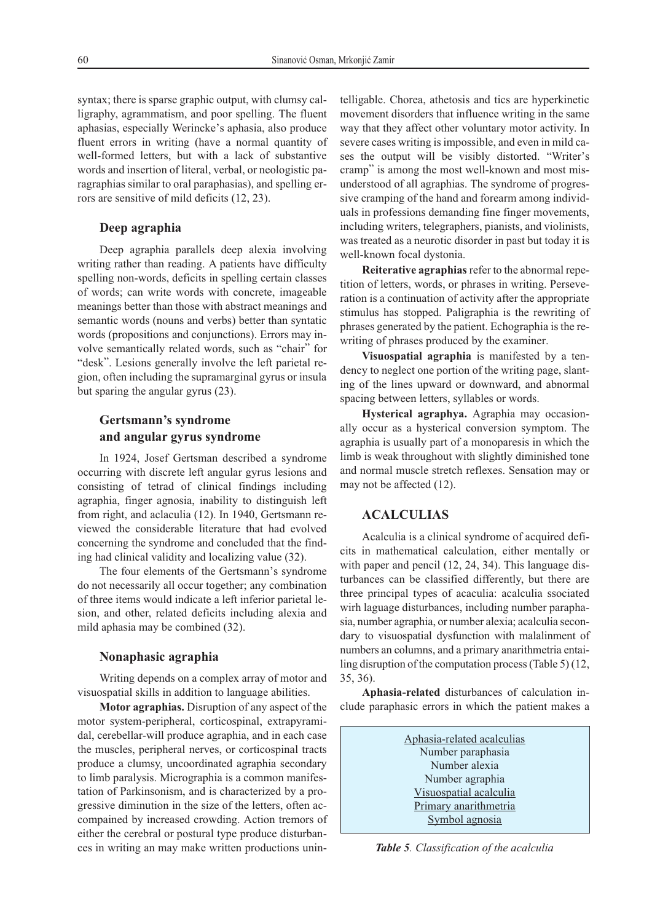syntax; there is sparse graphic output, with clumsy calligraphy, agrammatism, and poor spelling. The fluent aphasias, especially Werincke's aphasia, also produce fluent errors in writing (have a normal quantity of well-formed letters, but with a lack of substantive words and insertion of literal, verbal, or neologistic paragraphias similar to oral paraphasias), and spelling errors are sensitive of mild deficits (12, 23).

### Deep agraphia

Deep agraphia parallels deep alexia involving writing rather than reading. A patients have difficulty spelling non-words, deficits in spelling certain classes of words; can write words with concrete, imageable meanings better than those with abstract meanings and semantic words (nouns and verbs) better than syntatic words (propositions and conjunctions). Errors may involve semantically related words, such as "chair" for "desk". Lesions generally involve the left parietal region, often including the supramarginal gyrus or insula but sparing the angular gyrus (23).

### Gertsmann's syndrome and angular gyrus syndrome

In 1924, Josef Gertsman described a syndrome occurring with discrete left angular gyrus lesions and consisting of tetrad of clinical findings including agraphia, finger agnosia, inability to distinguish left from right, and aclaculia (12). In 1940, Gertsmann reviewed the considerable literature that had evolved concerning the syndrome and concluded that the finding had clinical validity and localizing value (32).

The four elements of the Gertsmann's syndrome do not necessarily all occur together; any combination of three items would indicate a left inferior parietal lesion, and other, related deficits including alexia and mild aphasia may be combined (32).

### Nonaphasic agraphia

Writing depends on a complex array of motor and visuospatial skills in addition to language abilities.

**Motor agraphias.** Disruption of any aspect of the motor system-peripheral, corticospinal, extrapyramidal, cerebellar-will produce agraphia, and in each case the muscles, peripheral nerves, or corticospinal tracts produce a clumsy, uncoordinated agraphia secondary to limb paralysis. Micrographia is a common manifestation of Parkinsonism, and is characterized by a progressive diminution in the size of the letters, often accompanied by increased crowding. Action tremors of either the cerebral or postural type produce disturbances in writing an may make written productions unintelligable. Chorea, athetosis and tics are hyperkinetic movement disorders that influence writing in the same way that they affect other voluntary motor activity. In severe cases writing is impossible, and even in mild cases the output will be visibly distorted. "Writer's cramp" is among the most well-known and most misunderstood of all agraphias. The syndrome of progressive cramping of the hand and forearm among individuals in professions demanding fine finger movements, including writers, telegraphers, pianists, and violinists, was treated as a neurotic disorder in past but today it is well-known focal dystonia.

**Reiterative agraphias** refer to the abnormal repetition of letters, words, or phrases in writing. Perseveration is a continuation of activity after the appropriate stimulus has stopped. Paligraphia is the rewriting of phrases generated by the patient. Echographia is the rewriting of phrases produced by the examiner.

**Visuospatial agraphia** is manifested by a tendency to neglect one portion of the writing page, slanting of the lines upward or downward, and abnormal spacing between letters, syllables or words.

**Hysterical agraphya.** Agraphia may occasionally occur as a hysterical conversion symptom. The agraphia is usually part of a monoparesis in which the limb is weak throughout with slightly diminished tone and normal muscle stretch reflexes. Sensation may or may not be affected (12).

## ACALCULIAS

Acalculia is a clinical syndrome of acquired deficits in mathematical calculation, either mentally or with paper and pencil (12, 24, 34). This language disturbances can be classified differently, but there are three principal types of acaculia: acalculia ssociated wirh laguage disturbances, including number paraphasia, number agraphia, or number alexia; acalculia secondary to visuospatial dysfunction with malalinment of numbers an columns, and a primary anarithmetria entailing disruption of the computation process (Table 5) (12, 35, 36).

**Aphasia-related** disturbances of calculation include paraphasic errors in which the patient makes a

| Aphasia-related acalculias |
|---|
| Number paraphasia |
| Number alexia |
| Number agraphia |
| Visuospatial acalculia |
| Primary anarithmetria |
| Symbol agnosia |

***Table 5**. Classification of the acalculia*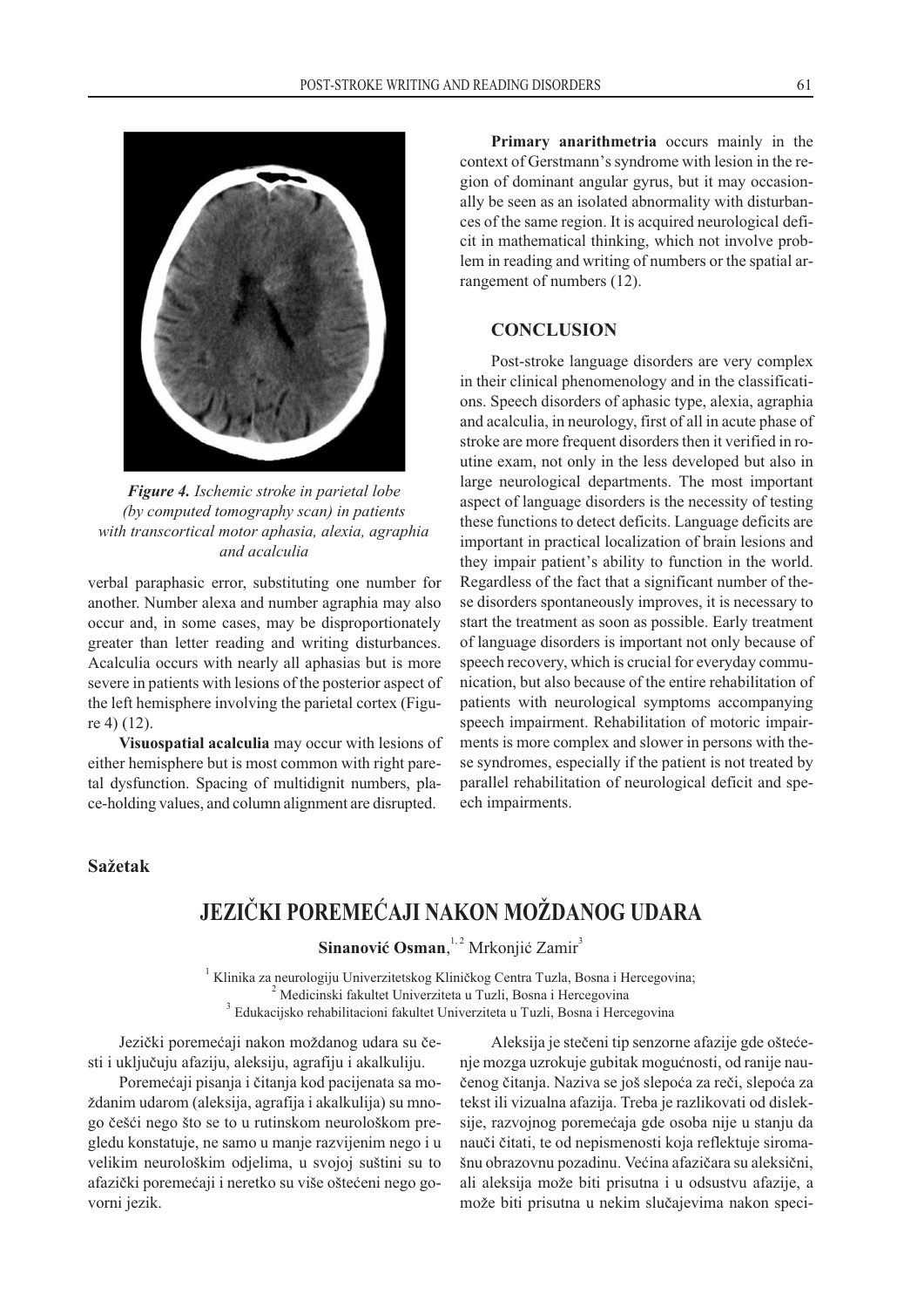*Figure 4. Ischemic stroke in parietal lobe (by computed tomography scan) in patients with transcortical motor aphasia, alexia, agraphia and acalculia*

verbal paraphasic error, substituting one number for another. Number alexa and number agraphia may also occur and, in some cases, may be disproportionately greater than letter reading and writing disturbances. Acalculia occurs with nearly all aphasias but is more severe in patients with lesions of the posterior aspect of the left hemisphere involving the parietal cortex (Figure 4) (12).

**Visuospatial acalculia** may occur with lesions of either hemisphere but is most common with right paretal dysfunction. Spacing of multidignit numbers, place-holding values, and column alignment are disrupted.

**Primary anarithmetria** occurs mainly in the context of Gerstmann's syndrome with lesion in the region of dominant angular gyrus, but it may occasionally be seen as an isolated abnormality with disturbances of the same region. It is acquired neurological deficit in mathematical thinking, which not involve problem in reading and writing of numbers or the spatial arrangement of numbers (12).

## CONCLUSION

Post-stroke language disorders are very complex in their clinical phenomenology and in the classifications. Speech disorders of aphasic type, alexia, agraphia and acalculia, in neurology, first of all in acute phase of stroke are more frequent disorders then it verified in routine exam, not only in the less developed but also in large neurological departments. The most important aspect of language disorders is the necessity of testing these functions to detect deficits. Language deficits are important in practical localization of brain lesions and they impair patient's ability to function in the world. Regardless of the fact that a significant number of these disorders spontaneously improves, it is necessary to start the treatment as soon as possible. Early treatment of language disorders is important not only because of speech recovery, which is crucial for everyday communication, but also because of the entire rehabilitation of patients with neurological symptoms accompanying speech impairment. Rehabilitation of motoric impairments is more complex and slower in persons with these syndromes, especially if the patient is not treated by parallel rehabilitation of neurological deficit and speech impairments.

**Sažetak**

# JEZIČKI POREMEĆAJI NAKON MOŽDANOG UDARA

**Sinanović Osman**,[1, 2] Mrkonjić Zamir[3]

[1] Klinika za neurologiju Univerzitetskog Kliničkog Centra Tuzla, Bosna i Hercegovina;
[2] Medicinski fakultet Univerziteta u Tuzli, Bosna i Hercegovina
[3] Edukacijsko rehabilitacioni fakultet Univerziteta u Tuzli, Bosna i Hercegovina

Jezički poremećaji nakon moždanog udara su česti i uključuju afaziju, aleksiju, agrafiju i akalkuliju.

Poremećaji pisanja i čitanja kod pacijenata sa moždanim udarom (aleksija, agrafija i akalkulija) su mnogo češći nego što se to u rutinskom neurološkom pregledu konstatuje, ne samo u manje razvijenim nego i u velikim neurološkim odjelima, u svojoj suštini su to afazički poremećaji i neretko su više oštećeni nego govorni jezik.

Aleksija je stečeni tip senzorne afazije gde oštećenje mozga uzrokuje gubitak mogućnosti, od ranije naučenog čitanja. Naziva se još slepoća za reči, slepoća za tekst ili vizualna afazija. Treba je razlikovati od disleksije, razvojnog poremećaja gde osoba nije u stanju da nauči čitati, te od nepismenosti koja reflektuje siromašnu obrazovnu pozadinu. Većina afazičara su aleksični, ali aleksija može biti prisutna i u odsustvu afazije, a može biti prisutna u nekim slučajevima nakon speci-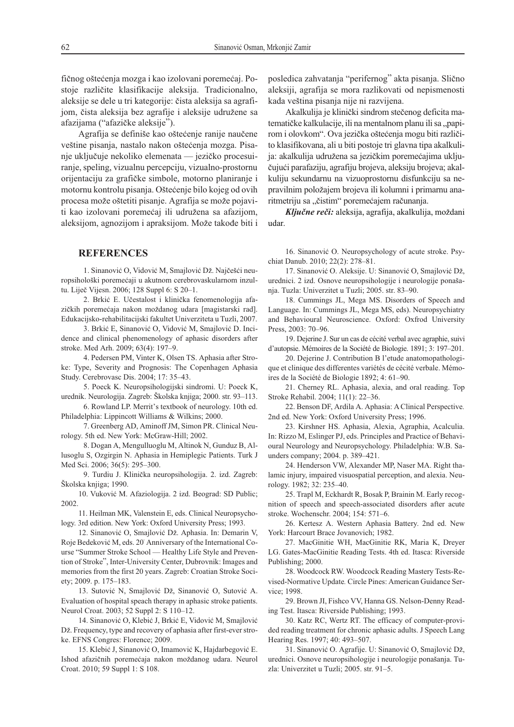fičnog oštećenja mozga i kao izolovani poremećaj. Postoje različite klasifikacije aleksija. Tradicionalno, aleksije se dele u tri kategorije: čista aleksija sa agrafijom, čista aleksija bez agrafije i aleksije udružene sa afazijama ("afazičke aleksije").

Agrafija se definiše kao oštećenje ranije naučene veštine pisanja, nastalo nakon oštećenja mozga. Pisanje uključuje nekoliko elemenata — jezičko procesuiranje, speling, vizualnu percepciju, vizualno-prostornu orijentaciju za grafičke simbole, motorno planiranje i motornu kontrolu pisanja. Oštećenje bilo kojeg od ovih procesa može oštetiti pisanje. Agrafija se može pojaviti kao izolovani poremećaj ili udružena sa afazijom, aleksijom, agnozijom i apraksijom. Može takođe biti i posledica zahvatanja "perifernog" akta pisanja. Slično aleksiji, agrafija se mora razlikovati od nepismenosti kada veština pisanja nije ni razvijena.

Akalkulija je klinički sindrom stečenog deficita matematičke kalkulacije, ili na mentalnom planu ili sa „papirom i olovkom". Ova jezička oštećenja mogu biti različito klasifikovana, ali u biti postoje tri glavna tipa akalkulija: akalkulija udružena sa jezičkim poremećajima uključujući parafaziju, agrafiju brojeva, aleksiju brojeva; akalkuliju sekundarnu na vizuoprostornu disfunkciju sa nepravilnim položajem brojeva ili kolumni i primarnu anaritmetriju sa „čistim" poremećajem računanja.

***Ključne reči:*** aleksija, agrafija, akalkulija, moždani udar.

## REFERENCES

1. Sinanović O, Vidović M, Smajlović Dž. Najčešći neuropsihološki poremećaji u akutnom cerebrovaskularnom inzultu. Liječ Vijesn. 2006; 128 Suppl 6: S 20–1.
2. Brkić E. Učestalost i klinička fenomenologija afazičkih poremećaja nakon moždanog udara [magistarski rad]. Edukacijsko-rehabilitacijski fakultet Univerziteta u Tuzli, 2007.
3. Brkić E, Sinanović O, Vidović M, Smajlović D. Incidence and clinical phenomenology of aphasic disorders after stroke. Med Arh. 2009; 63(4): 197–9.
4. Pedersen PM, Vinter K, Olsen TS. Aphasia after Stroke: Type, Severity and Prognosis: The Copenhagen Aphasia Study. Cerebrovasc Dis. 2004; 17: 35–43.
5. Poeck K. Neuropsihologijski sindromi. U: Poeck K, urednik. Neurologija. Zagreb: Školska knjiga; 2000. str. 93–113.
6. Rowland LP. Merrit's textbook of neurology. 10th ed. Philadelphia: Lippincott Williams & Wilkins; 2000.
7. Greenberg AD, Aminoff JM, Simon PR. Clinical Neurology. 5th ed. New York: McGraw-Hill; 2002.
8. Dogan A, Mengulluoglu M, Altinok N, Gunduz B, Allusoglu S, Ozgirgin N. Aphasia in Hemiplegic Patients. Turk J Med Sci. 2006; 36(5): 295–300.
9. Turdiu J. Klinička neuropsihologija. 2. izd. Zagreb: Školska knjiga; 1990.
10. Vuković M. Afaziologija. 2 izd. Beograd: SD Public; 2002.
11. Heilman MK, Valenstein E, eds. Clinical Neuropsychology. 3rd edition. New York: Oxford University Press; 1993.
12. Sinanović O, Smajlović Dž. Aphasia. In: Demarin V, Roje Bedeković M, eds. 20 Anniversary of the International Course "Summer Stroke School — Healthy Life Style and Prevention of Stroke", Inter-University Center, Dubrovnik: Images and memories from the first 20 years. Zagreb: Croatian Stroke Society; 2009. p. 175–183.
13. Sutović N, Smajlović Dž, Sinanović O, Sutović A. Evaluation of hospital speach therapy in aphasic stroke patients. Neurol Croat. 2003; 52 Suppl 2: S 110–12.
14. Sinanović O, Klebić J, Brkić E, Vidović M, Smajlović Dž. Frequency, type and recovery of aphasia after first-ever stroke. EFNS Congres: Florence; 2009.
15. Klebić J, Sinanović O, Imamović K, Hajdarbegović E. Ishod afazičnih poremećaja nakon moždanog udara. Neurol Croat. 2010; 59 Suppl 1: S 108.
16. Sinanović O. Neuropsychology of acute stroke. Psychiat Danub. 2010; 22(2): 278–81.
17. Sinanović O. Aleksije. U: Sinanović O, Smajlović Dž, urednici. 2 izd. Osnove neuropsihologije i neurologije ponašanja. Tuzla: Univerzitet u Tuzli; 2005. str. 83–90.
18. Cummings JL, Mega MS. Disorders of Speech and Language. In: Cummings JL, Mega MS, eds). Neuropsychiatry and Behavioural Neuroscience. Oxford: Oxfrod University Press, 2003: 70–96.
19. Dejerine J. Sur un cas de cécité verbal avec agraphie, suivi d'autopsie. Mémoires de la Société de Biologie. 1891; 3: 197–201.
20. Dejerine J. Contribution B l'etude anatomopathologique et clinique des differentes variétés de cécité verbale. Mémoires de la Société de Biologie 1892; 4: 61–90.
21. Cherney RL. Aphasia, alexia, and oral reading. Top Stroke Rehabil. 2004; 11(1): 22–36.
22. Benson DF, Ardila A. Aphasia: A Clinical Perspective. 2nd ed. New York: Oxford University Press; 1996.
23. Kirshner HS. Aphasia, Alexia, Agraphia, Acalculia. In: Rizzo M, Eslinger PJ, eds. Principles and Practice of Behavioural Neurology and Neuropsychology. Philadelphia: W.B. Saunders company; 2004. p. 389–421.
24. Henderson VW, Alexander MP, Naser MA. Right thalamic injury, impaired visuospatial perception, and alexia. Neurology. 1982; 32: 235–40.
25. Trapl M, Eckhardt R, Bosak P, Brainin M. Early recognition of speech and speech-associated disorders after acute stroke. Wochenschr. 2004; 154: 571–6.
26. Kertesz A. Western Aphasia Battery. 2nd ed. New York: Harcourt Brace Jovanovich; 1982.
27. MacGinitie WH, MacGinitie RK, Maria K, Dreyer LG. Gates-MacGinitie Reading Tests. 4th ed. Itasca: Riverside Publishing; 2000.
28. Woodcock RW. Woodcock Reading Mastery Tests-Revised-Normative Update. Circle Pines: American Guidance Service; 1998.
29. Brown JI, Fishco VV, Hanna GS. Nelson-Denny Reading Test. Itasca: Riverside Publishing; 1993.
30. Katz RC, Wertz RT. The efficacy of computer-provided reading treatment for chronic aphasic adults. J Speech Lang Hearing Res. 1997; 40: 493–507.
31. Sinanović O. Agrafije. U: Sinanović O, Smajlović Dž, urednici. Osnove neuropsihologije i neurologije ponašanja. Tuzla: Univerzitet u Tuzli; 2005. str. 91–5.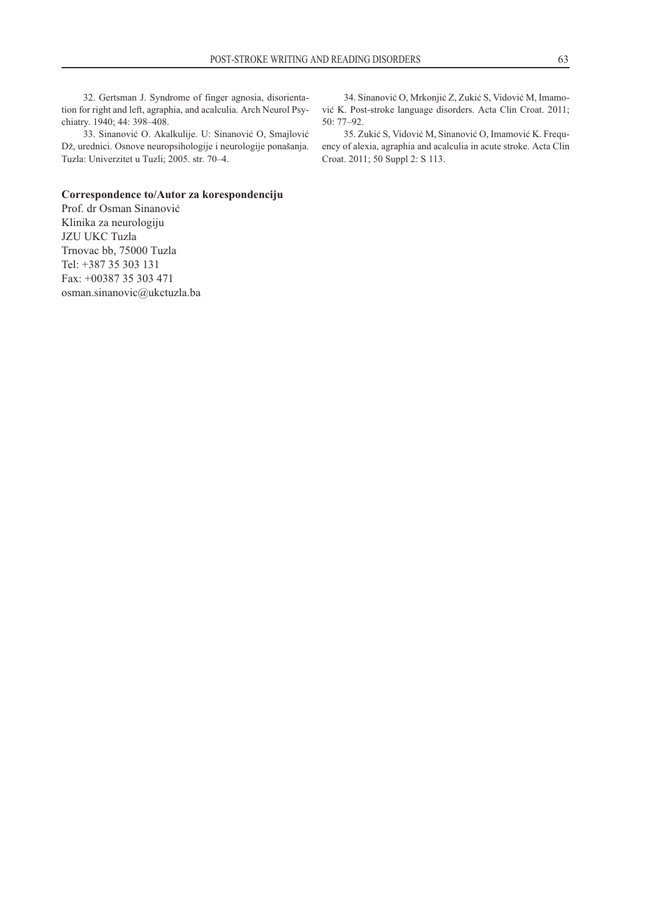32. Gertsman J. Syndrome of finger agnosia, disorientation for right and left, agraphia, and acalculia. Arch Neurol Psychiatry. 1940; 44: 398–408.

33. Sinanović O. Akalkulije. U: Sinanović O, Smajlović Dž, urednici. Osnove neuropsihologije i neurologije ponašanja. Tuzla: Univerzitet u Tuzli; 2005. str. 70–4.

34. Sinanović O, Mrkonjić Z, Zukić S, Vidović M, Imamović K. Post-stroke language disorders. Acta Clin Croat. 2011; 50: 77–92.

35. Zukić S, Vidović M, Sinanović O, Imamović K. Frequency of alexia, agraphia and acalculia in acute stroke. Acta Clin Croat. 2011; 50 Suppl 2: S 113.

**Correspondence to/Autor za korespondenciju**

Prof. dr Osman Sinanović
Klinika za neurologiju
JZU UKC Tuzla
Trnovac bb, 75000 Tuzla
Tel: +387 35 303 131
Fax: +00387 35 303 471
osman.sinanovic@ukctuzla.ba